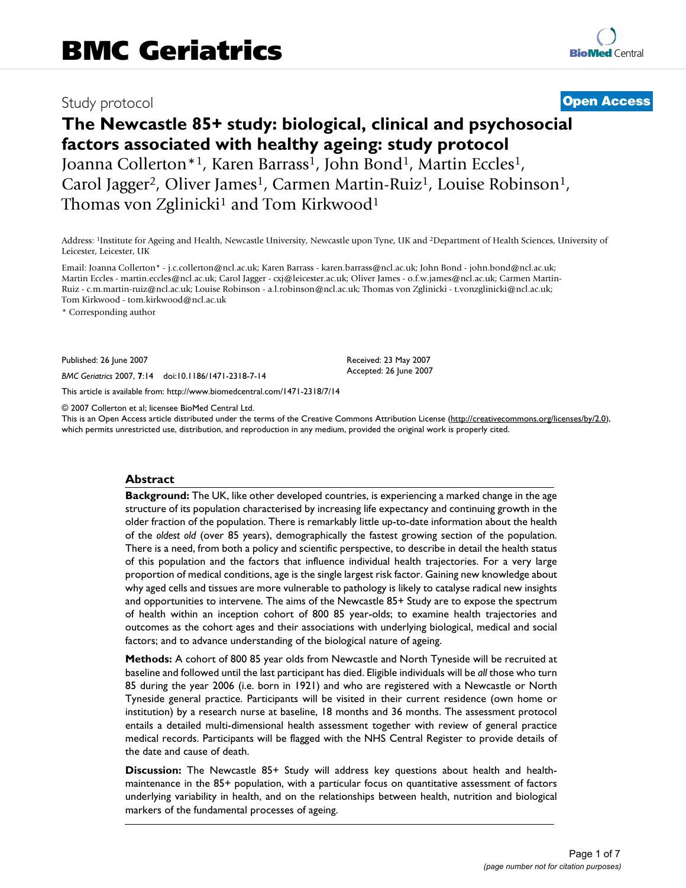# BMC Geriatrics

Study protocol **Open Access**

# The Newcastle 85+ study: biological, clinical and psychosocial factors associated with healthy ageing: study protocol

Joanna Collerton*[1], Karen Barrass[1], John Bond[1], Martin Eccles[1], Carol Jagger[2], Oliver James[1], Carmen Martin-Ruiz[1], Louise Robinson[1], Thomas von Zglinicki[1] and Tom Kirkwood[1]

Address: [1]Institute for Ageing and Health, Newcastle University, Newcastle upon Tyne, UK and [2]Department of Health Sciences, University of Leicester, Leicester, UK

Email: Joanna Collerton* - j.c.collerton@ncl.ac.uk; Karen Barrass - karen.barrass@ncl.ac.uk; John Bond - john.bond@ncl.ac.uk; Martin Eccles - martin.eccles@ncl.ac.uk; Carol Jagger - cxj@leicester.ac.uk; Oliver James - o.f.w.james@ncl.ac.uk; Carmen Martin-Ruiz - c.m.martin-ruiz@ncl.ac.uk; Louise Robinson - a.l.robinson@ncl.ac.uk; Thomas von Zglinicki - t.vonzglinicki@ncl.ac.uk; Tom Kirkwood - tom.kirkwood@ncl.ac.uk

\* Corresponding author

Published: 26 June 2007

*BMC Geriatrics* 2007, **7**:14 doi:10.1186/1471-2318-7-14

Received: 23 May 2007
Accepted: 26 June 2007

This article is available from: http://www.biomedcentral.com/1471-2318/7/14

© 2007 Collerton et al; licensee BioMed Central Ltd.

This is an Open Access article distributed under the terms of the Creative Commons Attribution License (http://creativecommons.org/licenses/by/2.0), which permits unrestricted use, distribution, and reproduction in any medium, provided the original work is properly cited.

## Abstract

**Background:** The UK, like other developed countries, is experiencing a marked change in the age structure of its population characterised by increasing life expectancy and continuing growth in the older fraction of the population. There is remarkably little up-to-date information about the health of the *oldest old* (over 85 years), demographically the fastest growing section of the population. There is a need, from both a policy and scientific perspective, to describe in detail the health status of this population and the factors that influence individual health trajectories. For a very large proportion of medical conditions, age is the single largest risk factor. Gaining new knowledge about why aged cells and tissues are more vulnerable to pathology is likely to catalyse radical new insights and opportunities to intervene. The aims of the Newcastle 85+ Study are to expose the spectrum of health within an inception cohort of 800 85 year-olds; to examine health trajectories and outcomes as the cohort ages and their associations with underlying biological, medical and social factors; and to advance understanding of the biological nature of ageing.

**Methods:** A cohort of 800 85 year olds from Newcastle and North Tyneside will be recruited at baseline and followed until the last participant has died. Eligible individuals will be *all* those who turn 85 during the year 2006 (i.e. born in 1921) and who are registered with a Newcastle or North Tyneside general practice. Participants will be visited in their current residence (own home or institution) by a research nurse at baseline, 18 months and 36 months. The assessment protocol entails a detailed multi-dimensional health assessment together with review of general practice medical records. Participants will be flagged with the NHS Central Register to provide details of the date and cause of death.

**Discussion:** The Newcastle 85+ Study will address key questions about health and health-maintenance in the 85+ population, with a particular focus on quantitative assessment of factors underlying variability in health, and on the relationships between health, nutrition and biological markers of the fundamental processes of ageing.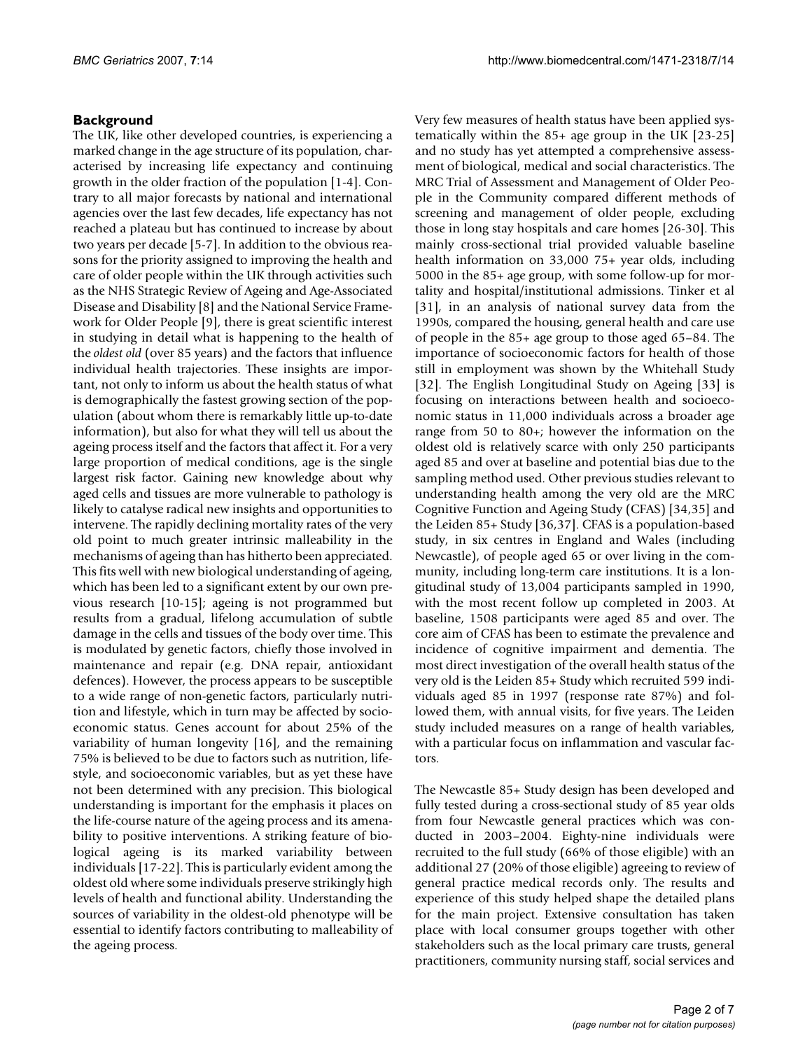## Background

The UK, like other developed countries, is experiencing a marked change in the age structure of its population, characterised by increasing life expectancy and continuing growth in the older fraction of the population [1-4]. Contrary to all major forecasts by national and international agencies over the last few decades, life expectancy has not reached a plateau but has continued to increase by about two years per decade [5-7]. In addition to the obvious reasons for the priority assigned to improving the health and care of older people within the UK through activities such as the NHS Strategic Review of Ageing and Age-Associated Disease and Disability [8] and the National Service Framework for Older People [9], there is great scientific interest in studying in detail what is happening to the health of the *oldest old* (over 85 years) and the factors that influence individual health trajectories. These insights are important, not only to inform us about the health status of what is demographically the fastest growing section of the population (about whom there is remarkably little up-to-date information), but also for what they will tell us about the ageing process itself and the factors that affect it. For a very large proportion of medical conditions, age is the single largest risk factor. Gaining new knowledge about why aged cells and tissues are more vulnerable to pathology is likely to catalyse radical new insights and opportunities to intervene. The rapidly declining mortality rates of the very old point to much greater intrinsic malleability in the mechanisms of ageing than has hitherto been appreciated. This fits well with new biological understanding of ageing, which has been led to a significant extent by our own previous research [10-15]; ageing is not programmed but results from a gradual, lifelong accumulation of subtle damage in the cells and tissues of the body over time. This is modulated by genetic factors, chiefly those involved in maintenance and repair (e.g. DNA repair, antioxidant defences). However, the process appears to be susceptible to a wide range of non-genetic factors, particularly nutrition and lifestyle, which in turn may be affected by socioeconomic status. Genes account for about 25% of the variability of human longevity [16], and the remaining 75% is believed to be due to factors such as nutrition, lifestyle, and socioeconomic variables, but as yet these have not been determined with any precision. This biological understanding is important for the emphasis it places on the life-course nature of the ageing process and its amenability to positive interventions. A striking feature of biological ageing is its marked variability between individuals [17-22]. This is particularly evident among the oldest old where some individuals preserve strikingly high levels of health and functional ability. Understanding the sources of variability in the oldest-old phenotype will be essential to identify factors contributing to malleability of the ageing process.

Very few measures of health status have been applied systematically within the 85+ age group in the UK [23-25] and no study has yet attempted a comprehensive assessment of biological, medical and social characteristics. The MRC Trial of Assessment and Management of Older People in the Community compared different methods of screening and management of older people, excluding those in long stay hospitals and care homes [26-30]. This mainly cross-sectional trial provided valuable baseline health information on 33,000 75+ year olds, including 5000 in the 85+ age group, with some follow-up for mortality and hospital/institutional admissions. Tinker et al [31], in an analysis of national survey data from the 1990s, compared the housing, general health and care use of people in the 85+ age group to those aged 65–84. The importance of socioeconomic factors for health of those still in employment was shown by the Whitehall Study [32]. The English Longitudinal Study on Ageing [33] is focusing on interactions between health and socioeconomic status in 11,000 individuals across a broader age range from 50 to 80+; however the information on the oldest old is relatively scarce with only 250 participants aged 85 and over at baseline and potential bias due to the sampling method used. Other previous studies relevant to understanding health among the very old are the MRC Cognitive Function and Ageing Study (CFAS) [34,35] and the Leiden 85+ Study [36,37]. CFAS is a population-based study, in six centres in England and Wales (including Newcastle), of people aged 65 or over living in the community, including long-term care institutions. It is a longitudinal study of 13,004 participants sampled in 1990, with the most recent follow up completed in 2003. At baseline, 1508 participants were aged 85 and over. The core aim of CFAS has been to estimate the prevalence and incidence of cognitive impairment and dementia. The most direct investigation of the overall health status of the very old is the Leiden 85+ Study which recruited 599 individuals aged 85 in 1997 (response rate 87%) and followed them, with annual visits, for five years. The Leiden study included measures on a range of health variables, with a particular focus on inflammation and vascular factors.

The Newcastle 85+ Study design has been developed and fully tested during a cross-sectional study of 85 year olds from four Newcastle general practices which was conducted in 2003–2004. Eighty-nine individuals were recruited to the full study (66% of those eligible) with an additional 27 (20% of those eligible) agreeing to review of general practice medical records only. The results and experience of this study helped shape the detailed plans for the main project. Extensive consultation has taken place with local consumer groups together with other stakeholders such as the local primary care trusts, general practitioners, community nursing staff, social services and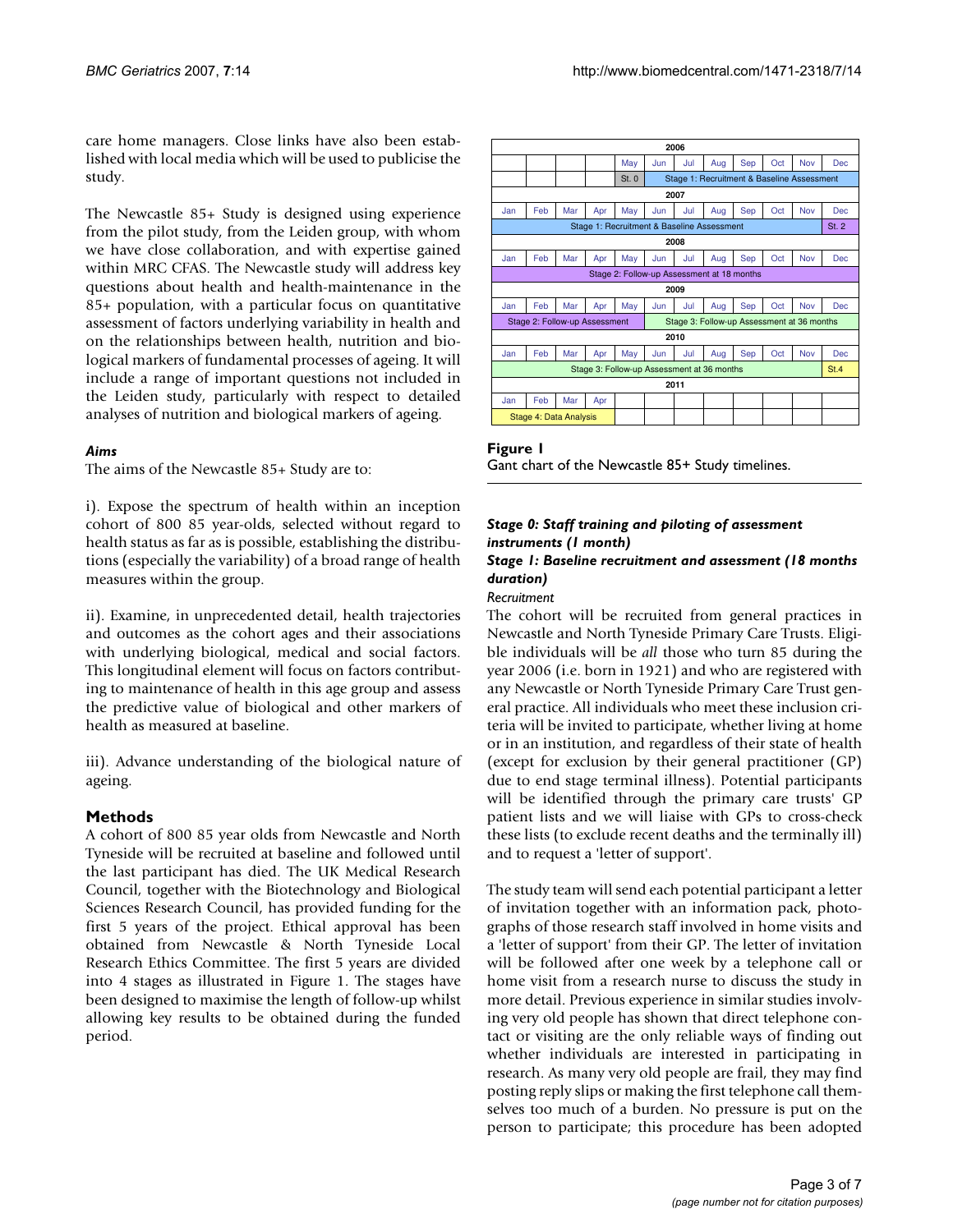care home managers. Close links have also been established with local media which will be used to publicise the study.

The Newcastle 85+ Study is designed using experience from the pilot study, from the Leiden group, with whom we have close collaboration, and with expertise gained within MRC CFAS. The Newcastle study will address key questions about health and health-maintenance in the 85+ population, with a particular focus on quantitative assessment of factors underlying variability in health and on the relationships between health, nutrition and biological markers of fundamental processes of ageing. It will include a range of important questions not included in the Leiden study, particularly with respect to detailed analyses of nutrition and biological markers of ageing.

### *Aims*

The aims of the Newcastle 85+ Study are to:

i). Expose the spectrum of health within an inception cohort of 800 85 year-olds, selected without regard to health status as far as is possible, establishing the distributions (especially the variability) of a broad range of health measures within the group.

ii). Examine, in unprecedented detail, health trajectories and outcomes as the cohort ages and their associations with underlying biological, medical and social factors. This longitudinal element will focus on factors contributing to maintenance of health in this age group and assess the predictive value of biological and other markers of health as measured at baseline.

iii). Advance understanding of the biological nature of ageing.

## Methods

A cohort of 800 85 year olds from Newcastle and North Tyneside will be recruited at baseline and followed until the last participant has died. The UK Medical Research Council, together with the Biotechnology and Biological Sciences Research Council, has provided funding for the first 5 years of the project. Ethical approval has been obtained from Newcastle & North Tyneside Local Research Ethics Committee. The first 5 years are divided into 4 stages as illustrated in Figure 1. The stages have been designed to maximise the length of follow-up whilst allowing key results to be obtained during the funded period.

| 2006 | | | | | | | | | | | |
|---|---|---|---|---|---|---|---|---|---|---|---|
| | | | | May | Jun | Jul | Aug | Sep | Oct | Nov | Dec |
| | | | | St. 0 | Stage 1: Recruitment & Baseline Assessment | | | | | | |
| **2007** | | | | | | | | | | | |
| Jan | Feb | Mar | Apr | May | Jun | Jul | Aug | Sep | Oct | Nov | Dec |
| Stage 1: Recruitment & Baseline Assessment | | | | | | | | | | | St. 2 |
| **2008** | | | | | | | | | | | |
| Jan | Feb | Mar | Apr | May | Jun | Jul | Aug | Sep | Oct | Nov | Dec |
| Stage 2: Follow-up Assessment at 18 months | | | | | | | | | | | |
| **2009** | | | | | | | | | | | |
| Jan | Feb | Mar | Apr | May | Jun | Jul | Aug | Sep | Oct | Nov | Dec |
| Stage 2: Follow-up Assessment | | | | | Stage 3: Follow-up Assessment at 36 months | | | | | | |
| **2010** | | | | | | | | | | | |
| Jan | Feb | Mar | Apr | May | Jun | Jul | Aug | Sep | Oct | Nov | Dec |
| Stage 3: Follow-up Assessment at 36 months | | | | | | | | | | | St.4 |
| **2011** | | | | | | | | | | | |
| Jan | Feb | Mar | Apr | | | | | | | | |
| Stage 4: Data Analysis | | | | | | | | | | | |

**Figure 1**
Gant chart of the Newcastle 85+ Study timelines.

### *Stage 0: Staff training and piloting of assessment instruments (1 month)*

### *Stage 1: Baseline recruitment and assessment (18 months duration)*

*Recruitment*

The cohort will be recruited from general practices in Newcastle and North Tyneside Primary Care Trusts. Eligible individuals will be *all* those who turn 85 during the year 2006 (i.e. born in 1921) and who are registered with any Newcastle or North Tyneside Primary Care Trust general practice. All individuals who meet these inclusion criteria will be invited to participate, whether living at home or in an institution, and regardless of their state of health (except for exclusion by their general practitioner (GP) due to end stage terminal illness). Potential participants will be identified through the primary care trusts' GP patient lists and we will liaise with GPs to cross-check these lists (to exclude recent deaths and the terminally ill) and to request a 'letter of support'.

The study team will send each potential participant a letter of invitation together with an information pack, photographs of those research staff involved in home visits and a 'letter of support' from their GP. The letter of invitation will be followed after one week by a telephone call or home visit from a research nurse to discuss the study in more detail. Previous experience in similar studies involving very old people has shown that direct telephone contact or visiting are the only reliable ways of finding out whether individuals are interested in participating in research. As many very old people are frail, they may find posting reply slips or making the first telephone call themselves too much of a burden. No pressure is put on the person to participate; this procedure has been adopted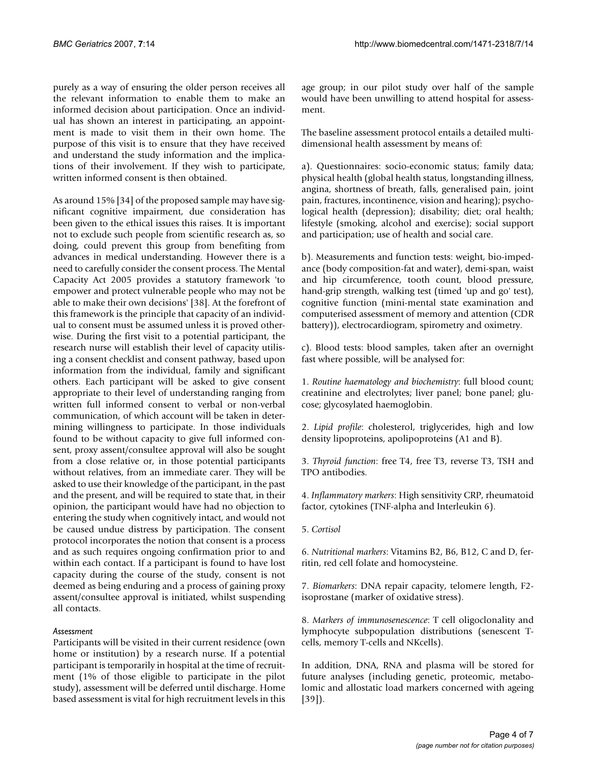purely as a way of ensuring the older person receives all the relevant information to enable them to make an informed decision about participation. Once an individual has shown an interest in participating, an appointment is made to visit them in their own home. The purpose of this visit is to ensure that they have received and understand the study information and the implications of their involvement. If they wish to participate, written informed consent is then obtained.

As around 15% [34] of the proposed sample may have significant cognitive impairment, due consideration has been given to the ethical issues this raises. It is important not to exclude such people from scientific research as, so doing, could prevent this group from benefiting from advances in medical understanding. However there is a need to carefully consider the consent process. The Mental Capacity Act 2005 provides a statutory framework 'to empower and protect vulnerable people who may not be able to make their own decisions' [38]. At the forefront of this framework is the principle that capacity of an individual to consent must be assumed unless it is proved otherwise. During the first visit to a potential participant, the research nurse will establish their level of capacity utilising a consent checklist and consent pathway, based upon information from the individual, family and significant others. Each participant will be asked to give consent appropriate to their level of understanding ranging from written full informed consent to verbal or non-verbal communication, of which account will be taken in determining willingness to participate. In those individuals found to be without capacity to give full informed consent, proxy assent/consultee approval will also be sought from a close relative or, in those potential participants without relatives, from an immediate carer. They will be asked to use their knowledge of the participant, in the past and the present, and will be required to state that, in their opinion, the participant would have had no objection to entering the study when cognitively intact, and would not be caused undue distress by participation. The consent protocol incorporates the notion that consent is a process and as such requires ongoing confirmation prior to and within each contact. If a participant is found to have lost capacity during the course of the study, consent is not deemed as being enduring and a process of gaining proxy assent/consultee approval is initiated, whilst suspending all contacts.

#### *Assessment*

Participants will be visited in their current residence (own home or institution) by a research nurse. If a potential participant is temporarily in hospital at the time of recruitment (1% of those eligible to participate in the pilot study), assessment will be deferred until discharge. Home based assessment is vital for high recruitment levels in this age group; in our pilot study over half of the sample would have been unwilling to attend hospital for assessment.

The baseline assessment protocol entails a detailed multidimensional health assessment by means of:

a). Questionnaires: socio-economic status; family data; physical health (global health status, longstanding illness, angina, shortness of breath, falls, generalised pain, joint pain, fractures, incontinence, vision and hearing); psychological health (depression); disability; diet; oral health; lifestyle (smoking, alcohol and exercise); social support and participation; use of health and social care.

b). Measurements and function tests: weight, bio-impedance (body composition-fat and water), demi-span, waist and hip circumference, tooth count, blood pressure, hand-grip strength, walking test (timed 'up and go' test), cognitive function (mini-mental state examination and computerised assessment of memory and attention (CDR battery)), electrocardiogram, spirometry and oximetry.

c). Blood tests: blood samples, taken after an overnight fast where possible, will be analysed for:

1. *Routine haematology and biochemistry*: full blood count; creatinine and electrolytes; liver panel; bone panel; glucose; glycosylated haemoglobin.

2. *Lipid profile*: cholesterol, triglycerides, high and low density lipoproteins, apolipoproteins (A1 and B).

3. *Thyroid function*: free T4, free T3, reverse T3, TSH and TPO antibodies.

4. *Inflammatory markers*: High sensitivity CRP, rheumatoid factor, cytokines (TNF-alpha and Interleukin 6).

5. *Cortisol*

6. *Nutritional markers*: Vitamins B2, B6, B12, C and D, ferritin, red cell folate and homocysteine.

7. *Biomarkers*: DNA repair capacity, telomere length, F2-isoprostane (marker of oxidative stress).

8. *Markers of immunosenescence*: T cell oligoclonality and lymphocyte subpopulation distributions (senescent T-cells, memory T-cells and NKcells).

In addition, DNA, RNA and plasma will be stored for future analyses (including genetic, proteomic, metabolomic and allostatic load markers concerned with ageing [39]).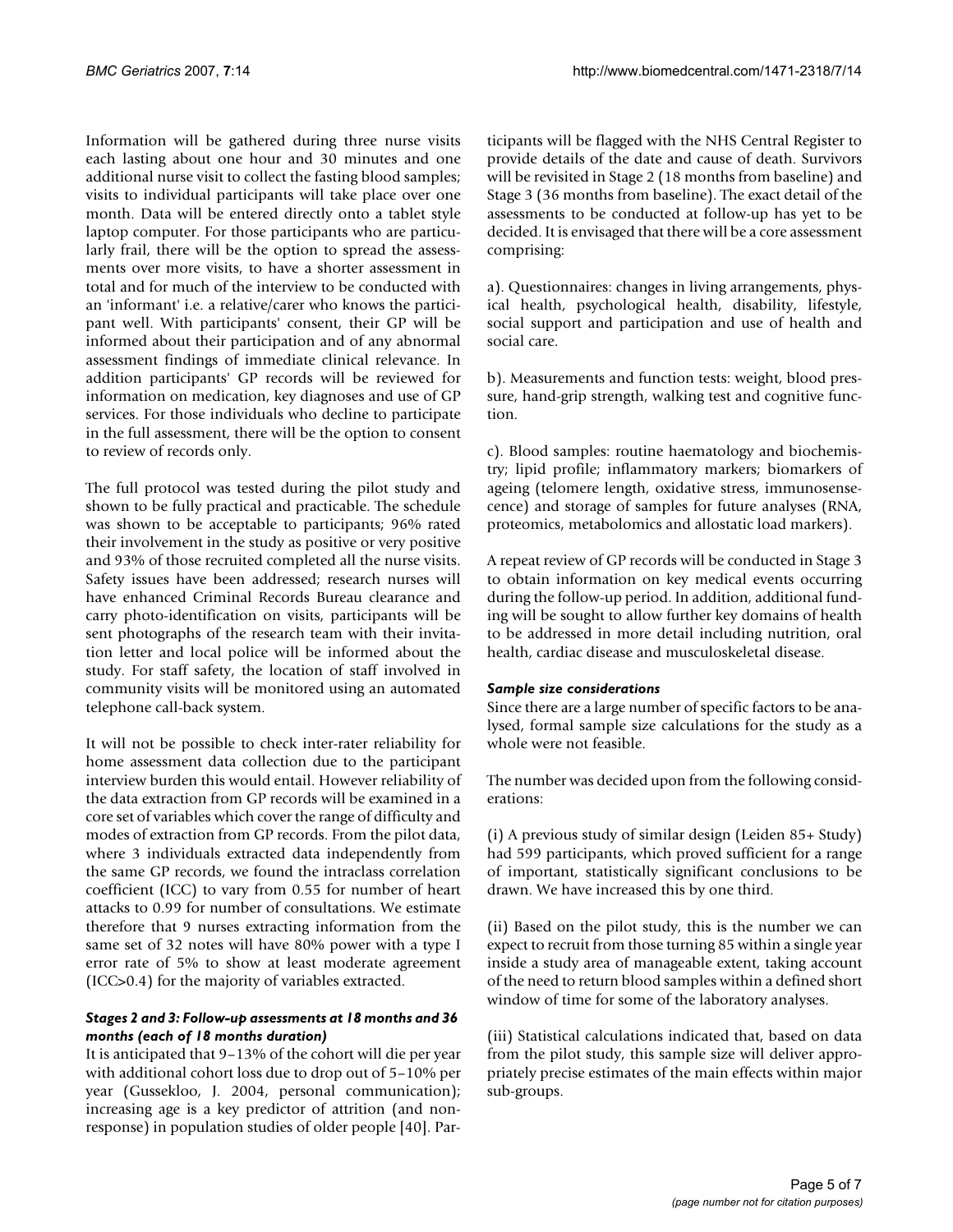Information will be gathered during three nurse visits each lasting about one hour and 30 minutes and one additional nurse visit to collect the fasting blood samples; visits to individual participants will take place over one month. Data will be entered directly onto a tablet style laptop computer. For those participants who are particularly frail, there will be the option to spread the assessments over more visits, to have a shorter assessment in total and for much of the interview to be conducted with an 'informant' i.e. a relative/carer who knows the participant well. With participants' consent, their GP will be informed about their participation and of any abnormal assessment findings of immediate clinical relevance. In addition participants' GP records will be reviewed for information on medication, key diagnoses and use of GP services. For those individuals who decline to participate in the full assessment, there will be the option to consent to review of records only.

The full protocol was tested during the pilot study and shown to be fully practical and practicable. The schedule was shown to be acceptable to participants; 96% rated their involvement in the study as positive or very positive and 93% of those recruited completed all the nurse visits. Safety issues have been addressed; research nurses will have enhanced Criminal Records Bureau clearance and carry photo-identification on visits, participants will be sent photographs of the research team with their invitation letter and local police will be informed about the study. For staff safety, the location of staff involved in community visits will be monitored using an automated telephone call-back system.

It will not be possible to check inter-rater reliability for home assessment data collection due to the participant interview burden this would entail. However reliability of the data extraction from GP records will be examined in a core set of variables which cover the range of difficulty and modes of extraction from GP records. From the pilot data, where 3 individuals extracted data independently from the same GP records, we found the intraclass correlation coefficient (ICC) to vary from 0.55 for number of heart attacks to 0.99 for number of consultations. We estimate therefore that 9 nurses extracting information from the same set of 32 notes will have 80% power with a type I error rate of 5% to show at least moderate agreement (ICC>0.4) for the majority of variables extracted.

#### *Stages 2 and 3: Follow-up assessments at 18 months and 36 months (each of 18 months duration)*

It is anticipated that 9–13% of the cohort will die per year with additional cohort loss due to drop out of 5–10% per year (Gussekloo, J. 2004, personal communication); increasing age is a key predictor of attrition (and non-response) in population studies of older people [40]. Participants will be flagged with the NHS Central Register to provide details of the date and cause of death. Survivors will be revisited in Stage 2 (18 months from baseline) and Stage 3 (36 months from baseline). The exact detail of the assessments to be conducted at follow-up has yet to be decided. It is envisaged that there will be a core assessment comprising:

a). Questionnaires: changes in living arrangements, physical health, psychological health, disability, lifestyle, social support and participation and use of health and social care.

b). Measurements and function tests: weight, blood pressure, hand-grip strength, walking test and cognitive function.

c). Blood samples: routine haematology and biochemistry; lipid profile; inflammatory markers; biomarkers of ageing (telomere length, oxidative stress, immunosenescence) and storage of samples for future analyses (RNA, proteomics, metabolomics and allostatic load markers).

A repeat review of GP records will be conducted in Stage 3 to obtain information on key medical events occurring during the follow-up period. In addition, additional funding will be sought to allow further key domains of health to be addressed in more detail including nutrition, oral health, cardiac disease and musculoskeletal disease.

#### *Sample size considerations*

Since there are a large number of specific factors to be analysed, formal sample size calculations for the study as a whole were not feasible.

The number was decided upon from the following considerations:

(i) A previous study of similar design (Leiden 85+ Study) had 599 participants, which proved sufficient for a range of important, statistically significant conclusions to be drawn. We have increased this by one third.

(ii) Based on the pilot study, this is the number we can expect to recruit from those turning 85 within a single year inside a study area of manageable extent, taking account of the need to return blood samples within a defined short window of time for some of the laboratory analyses.

(iii) Statistical calculations indicated that, based on data from the pilot study, this sample size will deliver appropriately precise estimates of the main effects within major sub-groups.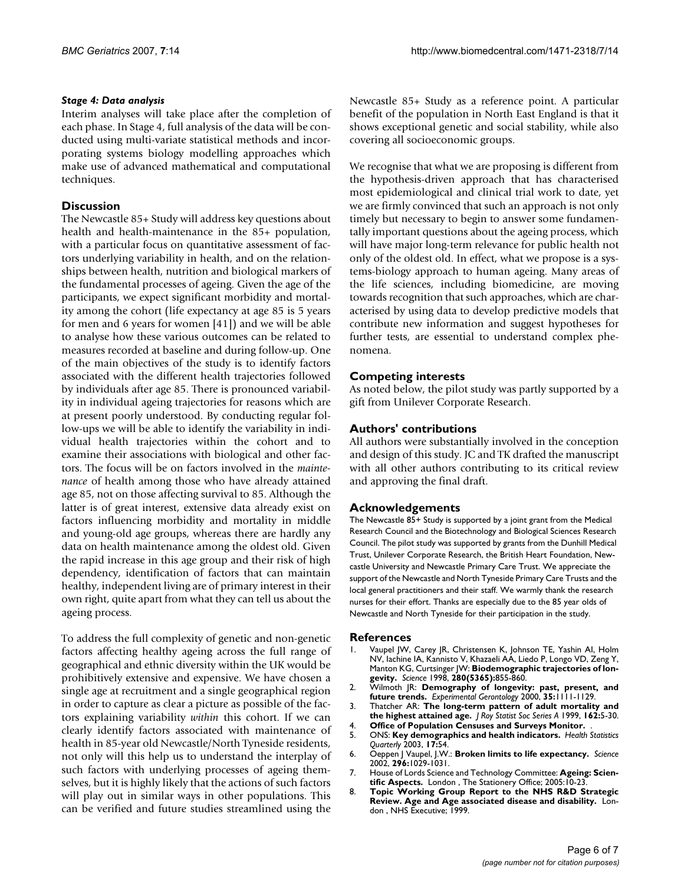### *Stage 4: Data analysis*

Interim analyses will take place after the completion of each phase. In Stage 4, full analysis of the data will be conducted using multi-variate statistical methods and incorporating systems biology modelling approaches which make use of advanced mathematical and computational techniques.

## Discussion

The Newcastle 85+ Study will address key questions about health and health-maintenance in the 85+ population, with a particular focus on quantitative assessment of factors underlying variability in health, and on the relationships between health, nutrition and biological markers of the fundamental processes of ageing. Given the age of the participants, we expect significant morbidity and mortality among the cohort (life expectancy at age 85 is 5 years for men and 6 years for women [41]) and we will be able to analyse how these various outcomes can be related to measures recorded at baseline and during follow-up. One of the main objectives of the study is to identify factors associated with the different health trajectories followed by individuals after age 85. There is pronounced variability in individual ageing trajectories for reasons which are at present poorly understood. By conducting regular follow-ups we will be able to identify the variability in individual health trajectories within the cohort and to examine their associations with biological and other factors. The focus will be on factors involved in the *maintenance* of health among those who have already attained age 85, not on those affecting survival to 85. Although the latter is of great interest, extensive data already exist on factors influencing morbidity and mortality in middle and young-old age groups, whereas there are hardly any data on health maintenance among the oldest old. Given the rapid increase in this age group and their risk of high dependency, identification of factors that can maintain healthy, independent living are of primary interest in their own right, quite apart from what they can tell us about the ageing process.

To address the full complexity of genetic and non-genetic factors affecting healthy ageing across the full range of geographical and ethnic diversity within the UK would be prohibitively extensive and expensive. We have chosen a single age at recruitment and a single geographical region in order to capture as clear a picture as possible of the factors explaining variability *within* this cohort. If we can clearly identify factors associated with maintenance of health in 85-year old Newcastle/North Tyneside residents, not only will this help us to understand the interplay of such factors with underlying processes of ageing themselves, but it is highly likely that the actions of such factors will play out in similar ways in other populations. This can be verified and future studies streamlined using the Newcastle 85+ Study as a reference point. A particular benefit of the population in North East England is that it shows exceptional genetic and social stability, while also covering all socioeconomic groups.

We recognise that what we are proposing is different from the hypothesis-driven approach that has characterised most epidemiological and clinical trial work to date, yet we are firmly convinced that such an approach is not only timely but necessary to begin to answer some fundamentally important questions about the ageing process, which will have major long-term relevance for public health not only of the oldest old. In effect, what we propose is a systems-biology approach to human ageing. Many areas of the life sciences, including biomedicine, are moving towards recognition that such approaches, which are characterised by using data to develop predictive models that contribute new information and suggest hypotheses for further tests, are essential to understand complex phenomena.

## Competing interests

As noted below, the pilot study was partly supported by a gift from Unilever Corporate Research.

## Authors' contributions

All authors were substantially involved in the conception and design of this study. JC and TK drafted the manuscript with all other authors contributing to its critical review and approving the final draft.

## Acknowledgements

The Newcastle 85+ Study is supported by a joint grant from the Medical Research Council and the Biotechnology and Biological Sciences Research Council. The pilot study was supported by grants from the Dunhill Medical Trust, Unilever Corporate Research, the British Heart Foundation, Newcastle University and Newcastle Primary Care Trust. We appreciate the support of the Newcastle and North Tyneside Primary Care Trusts and the local general practitioners and their staff. We warmly thank the research nurses for their effort. Thanks are especially due to the 85 year olds of Newcastle and North Tyneside for their participation in the study.

## References

1. Vaupel JW, Carey JR, Christensen K, Johnson TE, Yashin AI, Holm NV, Iachine IA, Kannisto V, Khazaeli AA, Liedo P, Longo VD, Zeng Y, Manton KG, Curtsinger JW: **Biodemographic trajectories of longevity.** *Science* 1998, **280(5365):**855-860.
2. Wilmoth JR: **Demography of longevity: past, present, and future trends.** *Experimental Gerontology* 2000, **35:**1111-1129.
3. Thatcher AR: **The long-term pattern of adult mortality and the highest attained age.** *J Roy Statist Soc Series A* 1999, **162:**5-30.
4. **Office of Population Censuses and Surveys Monitor.** .
5. ONS: **Key demographics and health indicators.** *Health Statistics Quarterly* 2003, **17:**54.
6. Oeppen J Vaupel, J.W.: **Broken limits to life expectancy.** *Science* 2002, **296:**1029-1031.
7. House of Lords Science and Technology Committee: **Ageing: Scientific Aspects.** London , The Stationery Office; 2005:10-23.
8. **Topic Working Group Report to the NHS R&D Strategic Review. Age and Age associated disease and disability.** London , NHS Executive; 1999.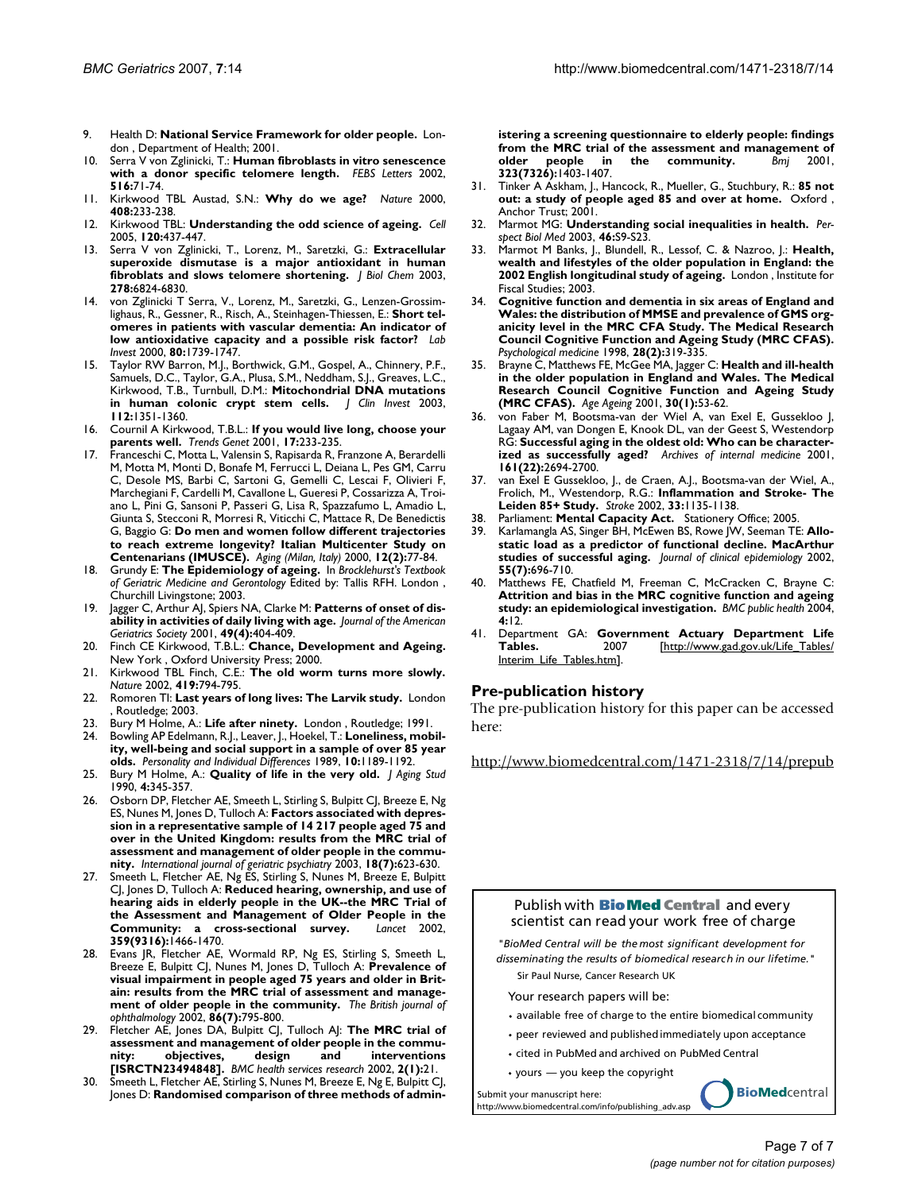9. Health D: **National Service Framework for older people.** London , Department of Health; 2001.
10. Serra V von Zglinicki, T.: **Human fibroblasts in vitro senescence with a donor specific telomere length.** *FEBS Letters* 2002, **516:**71-74.
11. Kirkwood TBL Austad, S.N.: **Why do we age?** *Nature* 2000, **408:**233-238.
12. Kirkwood TBL: **Understanding the odd science of ageing.** *Cell* 2005, **120:**437-447.
13. Serra V von Zglinicki, T., Lorenz, M., Saretzki, G.: **Extracellular superoxide dismutase is a major antioxidant in human fibroblasts and slows telomere shortening.** *J Biol Chem* 2003, **278:**6824-6830.
14. von Zglinicki T Serra, V., Lorenz, M., Saretzki, G., Lenzen-Grossimlighaus, R., Gessner, R., Risch, A., Steinhagen-Thiessen, E.: **Short telomeres in patients with vascular dementia: An indicator of low antioxidative capacity and a possible risk factor?** *Lab Invest* 2000, **80:**1739-1747.
15. Taylor RW Barron, M.J., Borthwick, G.M., Gospel, A., Chinnery, P.F., Samuels, D.C., Taylor, G.A., Plusa, S.M., Neddham, S.J., Greaves, L.C., Kirkwood, T.B., Turnbull, D.M.: **Mitochondrial DNA mutations in human colonic crypt stem cells.** *J Clin Invest* 2003, **112:**1351-1360.
16. Cournil A Kirkwood, T.B.L.: **If you would live long, choose your parents well.** *Trends Genet* 2001, **17:**233-235.
17. Franceschi C, Motta L, Valensin S, Rapisarda R, Franzone A, Berardelli M, Motta M, Monti D, Bonafe M, Ferrucci L, Deiana L, Pes GM, Carru C, Desole MS, Barbi C, Sartoni G, Gemelli C, Lescai F, Olivieri F, Marchegiani F, Cardelli M, Cavallone L, Gueresi P, Cossarizza A, Troiano L, Pini G, Sansoni P, Passeri G, Lisa R, Spazzafumo L, Amadio L, Giunta S, Stecconi R, Morresi R, Viticchi C, Mattace R, De Benedictis G, Baggio G: **Do men and women follow different trajectories to reach extreme longevity? Italian Multicenter Study on Centenarians (IMUSCE).** *Aging (Milan, Italy)* 2000, **12(2):**77-84.
18. Grundy E: **The Epidemiology of ageing.** In *Brocklehurst's Textbook of Geriatric Medicine and Gerontology* Edited by: Tallis RFH. London , Churchill Livingstone; 2003.
19. Jagger C, Arthur AJ, Spiers NA, Clarke M: **Patterns of onset of disability in activities of daily living with age.** *Journal of the American Geriatrics Society* 2001, **49(4):**404-409.
20. Finch CE Kirkwood, T.B.L.: **Chance, Development and Ageing.** New York , Oxford University Press; 2000.
21. Kirkwood TBL Finch, C.E.: **The old worm turns more slowly.** *Nature* 2002, **419:**794-795.
22. Romoren TI: **Last years of long lives: The Larvik study.** London , Routledge; 2003.
23. Bury M Holme, A.: **Life after ninety.** London , Routledge; 1991.
24. Bowling AP Edelmann, R.J., Leaver, J., Hoekel, T.: **Loneliness, mobility, well-being and social support in a sample of over 85 year olds.** *Personality and Individual Differences* 1989, **10:**1189-1192.
25. Bury M Holme, A.: **Quality of life in the very old.** *J Aging Stud* 1990, **4:**345-357.
26. Osborn DP, Fletcher AE, Smeeth L, Stirling S, Bulpitt CJ, Breeze E, Ng ES, Nunes M, Jones D, Tulloch A: **Factors associated with depression in a representative sample of 14 217 people aged 75 and over in the United Kingdom: results from the MRC trial of assessment and management of older people in the community.** *International journal of geriatric psychiatry* 2003, **18(7):**623-630.
27. Smeeth L, Fletcher AE, Ng ES, Stirling S, Nunes M, Breeze E, Bulpitt CJ, Jones D, Tulloch A: **Reduced hearing, ownership, and use of hearing aids in elderly people in the UK--the MRC Trial of the Assessment and Management of Older People in the Community: a cross-sectional survey.** *Lancet* 2002, **359(9316):**1466-1470.
28. Evans JR, Fletcher AE, Wormald RP, Ng ES, Stirling S, Smeeth L, Breeze E, Bulpitt CJ, Nunes M, Jones D, Tulloch A: **Prevalence of visual impairment in people aged 75 years and older in Britain: results from the MRC trial of assessment and management of older people in the community.** *The British journal of ophthalmology* 2002, **86(7):**795-800.
29. Fletcher AE, Jones DA, Bulpitt CJ, Tulloch AJ: **The MRC trial of assessment and management of older people in the community: objectives, design and interventions [ISRCTN23494848].** *BMC health services research* 2002, **2(1):**21.
30. Smeeth L, Fletcher AE, Stirling S, Nunes M, Breeze E, Ng E, Bulpitt CJ, Jones D: **Randomised comparison of three methods of administering a screening questionnaire to elderly people: findings from the MRC trial of the assessment and management of older people in the community.** *Bmj* 2001, **323(7326):**1403-1407.
31. Tinker A Askham, J., Hancock, R., Mueller, G., Stuchbury, R.: **85 not out: a study of people aged 85 and over at home.** Oxford , Anchor Trust; 2001.
32. Marmot MG: **Understanding social inequalities in health.** *Perspect Biol Med* 2003, **46:**S9-S23.
33. Marmot M Banks, J., Blundell, R., Lessof, C. & Nazroo, J.: **Health, wealth and lifestyles of the older population in England: the 2002 English longitudinal study of ageing.** London , Institute for Fiscal Studies; 2003.
34. **Cognitive function and dementia in six areas of England and Wales: the distribution of MMSE and prevalence of GMS organicity level in the MRC CFA Study. The Medical Research Council Cognitive Function and Ageing Study (MRC CFAS).** *Psychological medicine* 1998, **28(2):**319-335.
35. Brayne C, Matthews FE, McGee MA, Jagger C: **Health and ill-health in the older population in England and Wales. The Medical Research Council Cognitive Function and Ageing Study (MRC CFAS).** *Age Ageing* 2001, **30(1):**53-62.
36. von Faber M, Bootsma-van der Wiel A, van Exel E, Gussekloo J, Lagaay AM, van Dongen E, Knook DL, van der Geest S, Westendorp RG: **Successful aging in the oldest old: Who can be characterized as successfully aged?** *Archives of internal medicine* 2001, **161(22):**2694-2700.
37. van Exel E Gussekloo, J., de Craen, A.J., Bootsma-van der Wiel, A., Frolich, M., Westendorp, R.G.: **Inflammation and Stroke- The Leiden 85+ Study.** *Stroke* 2002, **33:**1135-1138.
38. Parliament: **Mental Capacity Act.** Stationery Office; 2005.
39. Karlamangla AS, Singer BH, McEwen BS, Rowe JW, Seeman TE: **Allostatic load as a predictor of functional decline. MacArthur studies of successful aging.** *Journal of clinical epidemiology* 2002, **55(7):**696-710.
40. Matthews FE, Chatfield M, Freeman C, McCracken C, Brayne C: **Attrition and bias in the MRC cognitive function and ageing study: an epidemiological investigation.** *BMC public health* 2004, **4:**12.
41. Department GA: **Government Actuary Department Life Tables.** 2007 [http://www.gad.gov.uk/Life_Tables/Interim_Life_Tables.htm].

## Pre-publication history

The pre-publication history for this paper can be accessed here:

http://www.biomedcentral.com/1471-2318/7/14/prepub

Publish with **BioMed Central** and every scientist can read your work free of charge

*"BioMed Central will be the most significant development for disseminating the results of biomedical research in our lifetime."*
Sir Paul Nurse, Cancer Research UK

Your research papers will be:

- available free of charge to the entire biomedical community
- peer reviewed and published immediately upon acceptance
- cited in PubMed and archived on PubMed Central
- yours — you keep the copyright

Submit your manuscript here:
http://www.biomedcentral.com/info/publishing_adv.asp

BioMedcentral